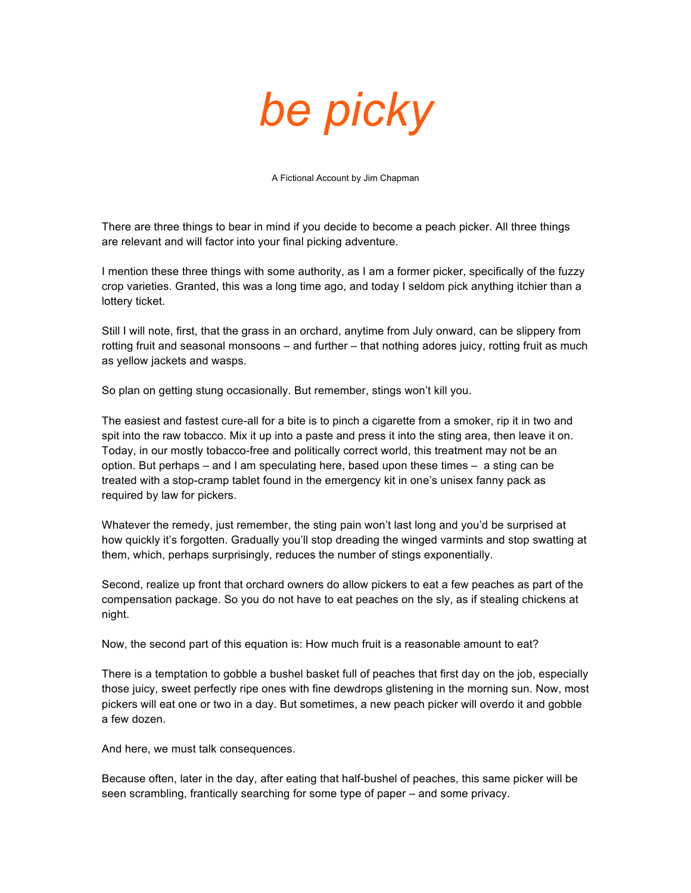# *be picky*

A Fictional Account by Jim Chapman

There are three things to bear in mind if you decide to become a peach picker. All three things are relevant and will factor into your final picking adventure.

I mention these three things with some authority, as I am a former picker, specifically of the fuzzy crop varieties. Granted, this was a long time ago, and today I seldom pick anything itchier than a lottery ticket.

Still I will note, first, that the grass in an orchard, anytime from July onward, can be slippery from rotting fruit and seasonal monsoons – and further – that nothing adores juicy, rotting fruit as much as yellow jackets and wasps.

So plan on getting stung occasionally. But remember, stings won't kill you.

The easiest and fastest cure-all for a bite is to pinch a cigarette from a smoker, rip it in two and spit into the raw tobacco. Mix it up into a paste and press it into the sting area, then leave it on. Today, in our mostly tobacco-free and politically correct world, this treatment may not be an option. But perhaps – and I am speculating here, based upon these times – a sting can be treated with a stop-cramp tablet found in the emergency kit in one's unisex fanny pack as required by law for pickers.

Whatever the remedy, just remember, the sting pain won't last long and you'd be surprised at how quickly it's forgotten. Gradually you'll stop dreading the winged varmints and stop swatting at them, which, perhaps surprisingly, reduces the number of stings exponentially.

Second, realize up front that orchard owners do allow pickers to eat a few peaches as part of the compensation package. So you do not have to eat peaches on the sly, as if stealing chickens at night.

Now, the second part of this equation is: How much fruit is a reasonable amount to eat?

There is a temptation to gobble a bushel basket full of peaches that first day on the job, especially those juicy, sweet perfectly ripe ones with fine dewdrops glistening in the morning sun. Now, most pickers will eat one or two in a day. But sometimes, a new peach picker will overdo it and gobble a few dozen.

And here, we must talk consequences.

Because often, later in the day, after eating that half-bushel of peaches, this same picker will be seen scrambling, frantically searching for some type of paper – and some privacy.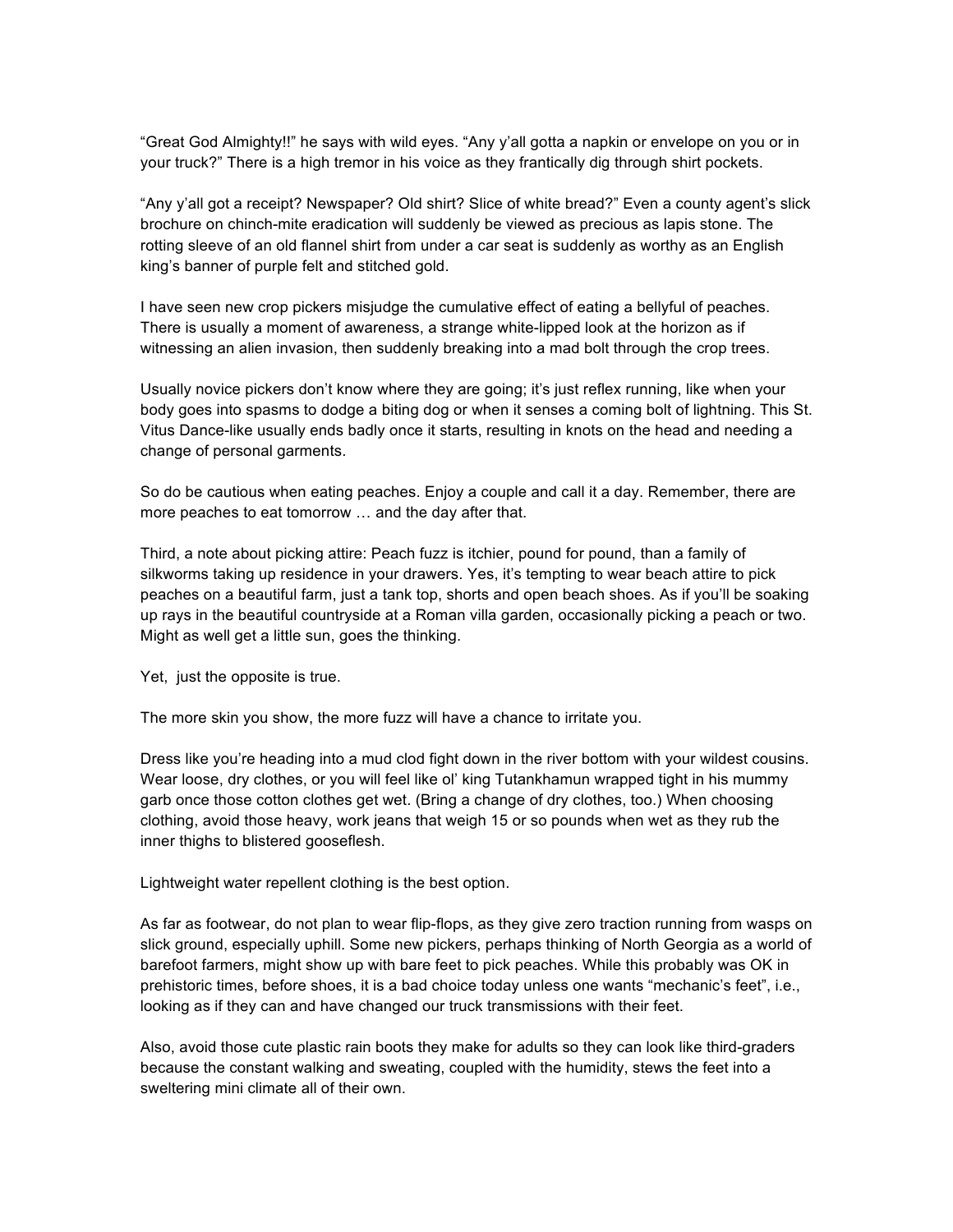"Great God Almighty!!" he says with wild eyes. "Any y'all gotta a napkin or envelope on you or in your truck?" There is a high tremor in his voice as they frantically dig through shirt pockets.

"Any y'all got a receipt? Newspaper? Old shirt? Slice of white bread?" Even a county agent's slick brochure on chinch-mite eradication will suddenly be viewed as precious as lapis stone. The rotting sleeve of an old flannel shirt from under a car seat is suddenly as worthy as an English king's banner of purple felt and stitched gold.

I have seen new crop pickers misjudge the cumulative effect of eating a bellyful of peaches. There is usually a moment of awareness, a strange white-lipped look at the horizon as if witnessing an alien invasion, then suddenly breaking into a mad bolt through the crop trees.

Usually novice pickers don't know where they are going; it's just reflex running, like when your body goes into spasms to dodge a biting dog or when it senses a coming bolt of lightning. This St. Vitus Dance-like usually ends badly once it starts, resulting in knots on the head and needing a change of personal garments.

So do be cautious when eating peaches. Enjoy a couple and call it a day. Remember, there are more peaches to eat tomorrow … and the day after that.

Third, a note about picking attire: Peach fuzz is itchier, pound for pound, than a family of silkworms taking up residence in your drawers. Yes, it's tempting to wear beach attire to pick peaches on a beautiful farm, just a tank top, shorts and open beach shoes. As if you'll be soaking up rays in the beautiful countryside at a Roman villa garden, occasionally picking a peach or two. Might as well get a little sun, goes the thinking.

Yet, just the opposite is true.

The more skin you show, the more fuzz will have a chance to irritate you.

Dress like you're heading into a mud clod fight down in the river bottom with your wildest cousins. Wear loose, dry clothes, or you will feel like ol' king Tutankhamun wrapped tight in his mummy garb once those cotton clothes get wet. (Bring a change of dry clothes, too.) When choosing clothing, avoid those heavy, work jeans that weigh 15 or so pounds when wet as they rub the inner thighs to blistered gooseflesh.

Lightweight water repellent clothing is the best option.

As far as footwear, do not plan to wear flip-flops, as they give zero traction running from wasps on slick ground, especially uphill. Some new pickers, perhaps thinking of North Georgia as a world of barefoot farmers, might show up with bare feet to pick peaches. While this probably was OK in prehistoric times, before shoes, it is a bad choice today unless one wants "mechanic's feet", i.e., looking as if they can and have changed our truck transmissions with their feet.

Also, avoid those cute plastic rain boots they make for adults so they can look like third-graders because the constant walking and sweating, coupled with the humidity, stews the feet into a sweltering mini climate all of their own.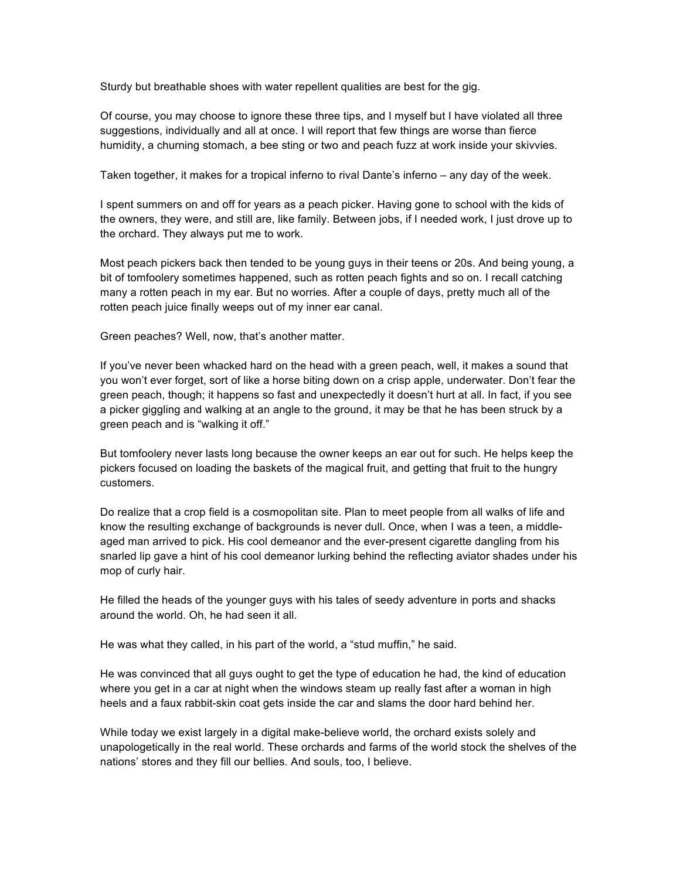Sturdy but breathable shoes with water repellent qualities are best for the gig.

Of course, you may choose to ignore these three tips, and I myself but I have violated all three suggestions, individually and all at once. I will report that few things are worse than fierce humidity, a churning stomach, a bee sting or two and peach fuzz at work inside your skivvies.

Taken together, it makes for a tropical inferno to rival Dante's inferno – any day of the week.

I spent summers on and off for years as a peach picker. Having gone to school with the kids of the owners, they were, and still are, like family. Between jobs, if I needed work, I just drove up to the orchard. They always put me to work.

Most peach pickers back then tended to be young guys in their teens or 20s. And being young, a bit of tomfoolery sometimes happened, such as rotten peach fights and so on. I recall catching many a rotten peach in my ear. But no worries. After a couple of days, pretty much all of the rotten peach juice finally weeps out of my inner ear canal.

Green peaches? Well, now, that's another matter.

If you've never been whacked hard on the head with a green peach, well, it makes a sound that you won't ever forget, sort of like a horse biting down on a crisp apple, underwater. Don't fear the green peach, though; it happens so fast and unexpectedly it doesn't hurt at all. In fact, if you see a picker giggling and walking at an angle to the ground, it may be that he has been struck by a green peach and is "walking it off."

But tomfoolery never lasts long because the owner keeps an ear out for such. He helps keep the pickers focused on loading the baskets of the magical fruit, and getting that fruit to the hungry customers.

Do realize that a crop field is a cosmopolitan site. Plan to meet people from all walks of life and know the resulting exchange of backgrounds is never dull. Once, when I was a teen, a middle-aged man arrived to pick. His cool demeanor and the ever-present cigarette dangling from his snarled lip gave a hint of his cool demeanor lurking behind the reflecting aviator shades under his mop of curly hair.

He filled the heads of the younger guys with his tales of seedy adventure in ports and shacks around the world. Oh, he had seen it all.

He was what they called, in his part of the world, a "stud muffin," he said.

He was convinced that all guys ought to get the type of education he had, the kind of education where you get in a car at night when the windows steam up really fast after a woman in high heels and a faux rabbit-skin coat gets inside the car and slams the door hard behind her.

While today we exist largely in a digital make-believe world, the orchard exists solely and unapologetically in the real world. These orchards and farms of the world stock the shelves of the nations' stores and they fill our bellies. And souls, too, I believe.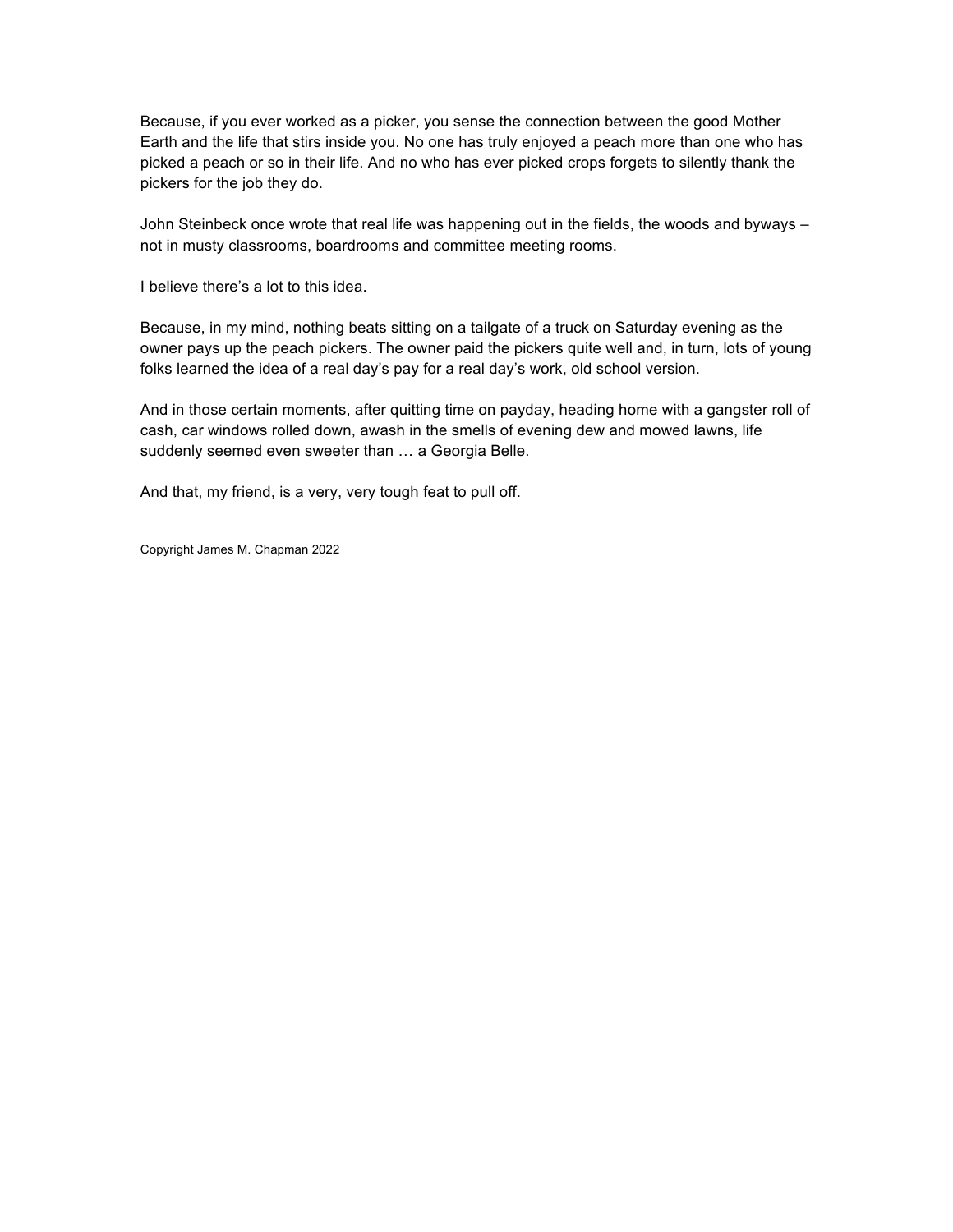Because, if you ever worked as a picker, you sense the connection between the good Mother Earth and the life that stirs inside you. No one has truly enjoyed a peach more than one who has picked a peach or so in their life. And no who has ever picked crops forgets to silently thank the pickers for the job they do.

John Steinbeck once wrote that real life was happening out in the fields, the woods and byways – not in musty classrooms, boardrooms and committee meeting rooms.

I believe there's a lot to this idea.

Because, in my mind, nothing beats sitting on a tailgate of a truck on Saturday evening as the owner pays up the peach pickers. The owner paid the pickers quite well and, in turn, lots of young folks learned the idea of a real day's pay for a real day's work, old school version.

And in those certain moments, after quitting time on payday, heading home with a gangster roll of cash, car windows rolled down, awash in the smells of evening dew and mowed lawns, life suddenly seemed even sweeter than … a Georgia Belle.

And that, my friend, is a very, very tough feat to pull off.

Copyright James M. Chapman 2022